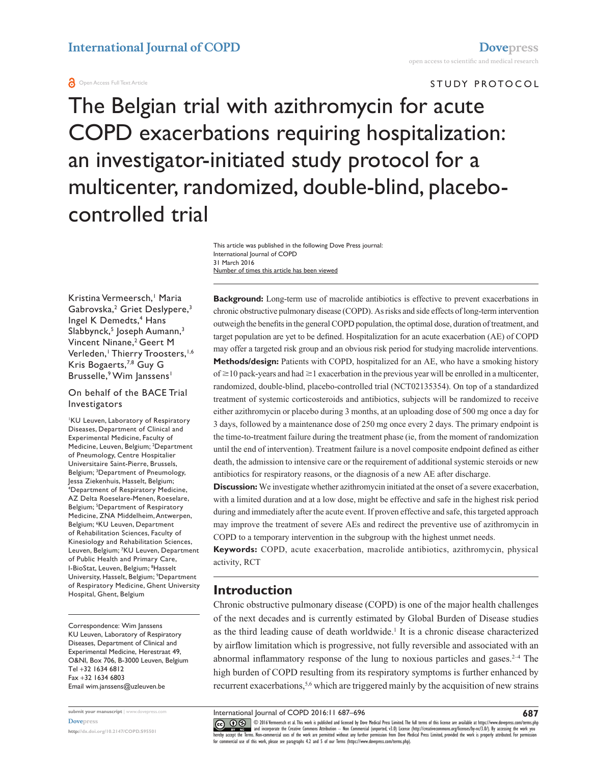# The Belgian trial with azithromycin for acute COPD exacerbations requiring hospitalization: an investigator-initiated study protocol for a multicenter, randomized, double-blind, placebo-controlled trial

STUDY PROTOCOL

This article was published in the following Dove Press journal:
International Journal of COPD
31 March 2016
Number of times this article has been viewed

Kristina Vermeersch,[1] Maria Gabrovska,[2] Griet Deslypere,[3] Ingel K Demedts,[4] Hans Slabbynck,[5] Joseph Aumann,[3] Vincent Ninane,[2] Geert M Verleden,[1] Thierry Troosters,[1,6] Kris Bogaerts,[7,8] Guy G Brusselle,[9] Wim Janssens[1]

On behalf of the BACE Trial Investigators

[1]KU Leuven, Laboratory of Respiratory Diseases, Department of Clinical and Experimental Medicine, Faculty of Medicine, Leuven, Belgium; [2]Department of Pneumology, Centre Hospitalier Universitaire Saint-Pierre, Brussels, Belgium; [3]Department of Pneumology, Jessa Ziekenhuis, Hasselt, Belgium; [4]Department of Respiratory Medicine, AZ Delta Roeselare-Menen, Roeselare, Belgium; [5]Department of Respiratory Medicine, ZNA Middelheim, Antwerpen, Belgium; [6]KU Leuven, Department of Rehabilitation Sciences, Faculty of Kinesiology and Rehabilitation Sciences, Leuven, Belgium; [7]KU Leuven, Department of Public Health and Primary Care, I-BioStat, Leuven, Belgium; [8]Hasselt University, Hasselt, Belgium; [9]Department of Respiratory Medicine, Ghent University Hospital, Ghent, Belgium

Correspondence: Wim Janssens
KU Leuven, Laboratory of Respiratory Diseases, Department of Clinical and Experimental Medicine, Herestraat 49, O&NI, Box 706, B-3000 Leuven, Belgium
Tel +32 1634 6812
Fax +32 1634 6803
Email wim.janssens@uzleuven.be

**Background:** Long-term use of macrolide antibiotics is effective to prevent exacerbations in chronic obstructive pulmonary disease (COPD). As risks and side effects of long-term intervention outweigh the benefits in the general COPD population, the optimal dose, duration of treatment, and target population are yet to be defined. Hospitalization for an acute exacerbation (AE) of COPD may offer a targeted risk group and an obvious risk period for studying macrolide interventions.

**Methods/design:** Patients with COPD, hospitalized for an AE, who have a smoking history of ≥10 pack-years and had ≥1 exacerbation in the previous year will be enrolled in a multicenter, randomized, double-blind, placebo-controlled trial (NCT02135354). On top of a standardized treatment of systemic corticosteroids and antibiotics, subjects will be randomized to receive either azithromycin or placebo during 3 months, at an uploading dose of 500 mg once a day for 3 days, followed by a maintenance dose of 250 mg once every 2 days. The primary endpoint is the time-to-treatment failure during the treatment phase (ie, from the moment of randomization until the end of intervention). Treatment failure is a novel composite endpoint defined as either death, the admission to intensive care or the requirement of additional systemic steroids or new antibiotics for respiratory reasons, or the diagnosis of a new AE after discharge.

**Discussion:** We investigate whether azithromycin initiated at the onset of a severe exacerbation, with a limited duration and at a low dose, might be effective and safe in the highest risk period during and immediately after the acute event. If proven effective and safe, this targeted approach may improve the treatment of severe AEs and redirect the preventive use of azithromycin in COPD to a temporary intervention in the subgroup with the highest unmet needs.

**Keywords:** COPD, acute exacerbation, macrolide antibiotics, azithromycin, physical activity, RCT

## Introduction

Chronic obstructive pulmonary disease (COPD) is one of the major health challenges of the next decades and is currently estimated by Global Burden of Disease studies as the third leading cause of death worldwide.[1] It is a chronic disease characterized by airflow limitation which is progressive, not fully reversible and associated with an abnormal inflammatory response of the lung to noxious particles and gases.[2–4] The high burden of COPD resulting from its respiratory symptoms is further enhanced by recurrent exacerbations,[5,6] which are triggered mainly by the acquisition of new strains

© 2016 Vermeersch et al. This work is published and licensed by Dove Medical Press Limited. The full terms of this license are available at https://www.dovepress.com/terms.php and incorporate the Creative Commons Attribution – Non Commercial (unported, v3.0) License (http://creativecommons.org/licenses/by-nc/3.0/). By accessing the work you hereby accept the Terms. Non-commercial uses of the work are permitted without any further permission from Dove Medical Press Limited, provided the work is properly attributed. For permission for commercial use of this work, please see paragraphs 4.2 and 5 of our Terms (https://www.dovepress.com/terms.php).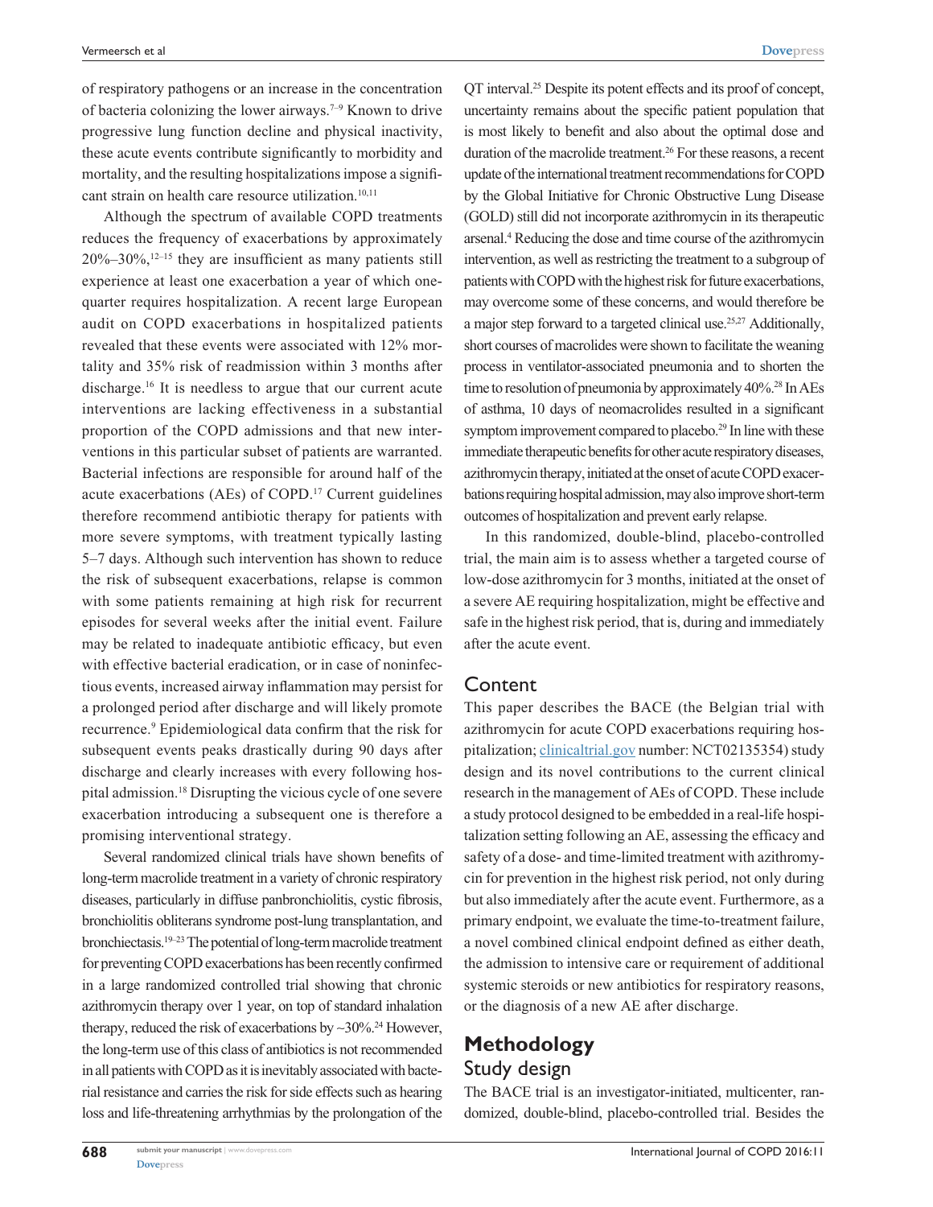of respiratory pathogens or an increase in the concentration of bacteria colonizing the lower airways.[7–9] Known to drive progressive lung function decline and physical inactivity, these acute events contribute significantly to morbidity and mortality, and the resulting hospitalizations impose a significant strain on health care resource utilization.[10,11]

Although the spectrum of available COPD treatments reduces the frequency of exacerbations by approximately 20%–30%,[12–15] they are insufficient as many patients still experience at least one exacerbation a year of which one-quarter requires hospitalization. A recent large European audit on COPD exacerbations in hospitalized patients revealed that these events were associated with 12% mortality and 35% risk of readmission within 3 months after discharge.[16] It is needless to argue that our current acute interventions are lacking effectiveness in a substantial proportion of the COPD admissions and that new interventions in this particular subset of patients are warranted. Bacterial infections are responsible for around half of the acute exacerbations (AEs) of COPD.[17] Current guidelines therefore recommend antibiotic therapy for patients with more severe symptoms, with treatment typically lasting 5–7 days. Although such intervention has shown to reduce the risk of subsequent exacerbations, relapse is common with some patients remaining at high risk for recurrent episodes for several weeks after the initial event. Failure may be related to inadequate antibiotic efficacy, but even with effective bacterial eradication, or in case of noninfectious events, increased airway inflammation may persist for a prolonged period after discharge and will likely promote recurrence.[9] Epidemiological data confirm that the risk for subsequent events peaks drastically during 90 days after discharge and clearly increases with every following hospital admission.[18] Disrupting the vicious cycle of one severe exacerbation introducing a subsequent one is therefore a promising interventional strategy.

Several randomized clinical trials have shown benefits of long-term macrolide treatment in a variety of chronic respiratory diseases, particularly in diffuse panbronchiolitis, cystic fibrosis, bronchiolitis obliterans syndrome post-lung transplantation, and bronchiectasis.[19–23] The potential of long-term macrolide treatment for preventing COPD exacerbations has been recently confirmed in a large randomized controlled trial showing that chronic azithromycin therapy over 1 year, on top of standard inhalation therapy, reduced the risk of exacerbations by ~30%.[24] However, the long-term use of this class of antibiotics is not recommended in all patients with COPD as it is inevitably associated with bacterial resistance and carries the risk for side effects such as hearing loss and life-threatening arrhythmias by the prolongation of the QT interval.[25] Despite its potent effects and its proof of concept, uncertainty remains about the specific patient population that is most likely to benefit and also about the optimal dose and duration of the macrolide treatment.[26] For these reasons, a recent update of the international treatment recommendations for COPD by the Global Initiative for Chronic Obstructive Lung Disease (GOLD) still did not incorporate azithromycin in its therapeutic arsenal.[4] Reducing the dose and time course of the azithromycin intervention, as well as restricting the treatment to a subgroup of patients with COPD with the highest risk for future exacerbations, may overcome some of these concerns, and would therefore be a major step forward to a targeted clinical use.[25,27] Additionally, short courses of macrolides were shown to facilitate the weaning process in ventilator-associated pneumonia and to shorten the time to resolution of pneumonia by approximately 40%.[28] In AEs of asthma, 10 days of neomacrolides resulted in a significant symptom improvement compared to placebo.[29] In line with these immediate therapeutic benefits for other acute respiratory diseases, azithromycin therapy, initiated at the onset of acute COPD exacerbations requiring hospital admission, may also improve short-term outcomes of hospitalization and prevent early relapse.

In this randomized, double-blind, placebo-controlled trial, the main aim is to assess whether a targeted course of low-dose azithromycin for 3 months, initiated at the onset of a severe AE requiring hospitalization, might be effective and safe in the highest risk period, that is, during and immediately after the acute event.

## Content

This paper describes the BACE (the Belgian trial with azithromycin for acute COPD exacerbations requiring hospitalization; clinicaltrial.gov number: NCT02135354) study design and its novel contributions to the current clinical research in the management of AEs of COPD. These include a study protocol designed to be embedded in a real-life hospitalization setting following an AE, assessing the efficacy and safety of a dose- and time-limited treatment with azithromycin for prevention in the highest risk period, not only during but also immediately after the acute event. Furthermore, as a primary endpoint, we evaluate the time-to-treatment failure, a novel combined clinical endpoint defined as either death, the admission to intensive care or requirement of additional systemic steroids or new antibiotics for respiratory reasons, or the diagnosis of a new AE after discharge.

# Methodology

## Study design

The BACE trial is an investigator-initiated, multicenter, randomized, double-blind, placebo-controlled trial. Besides the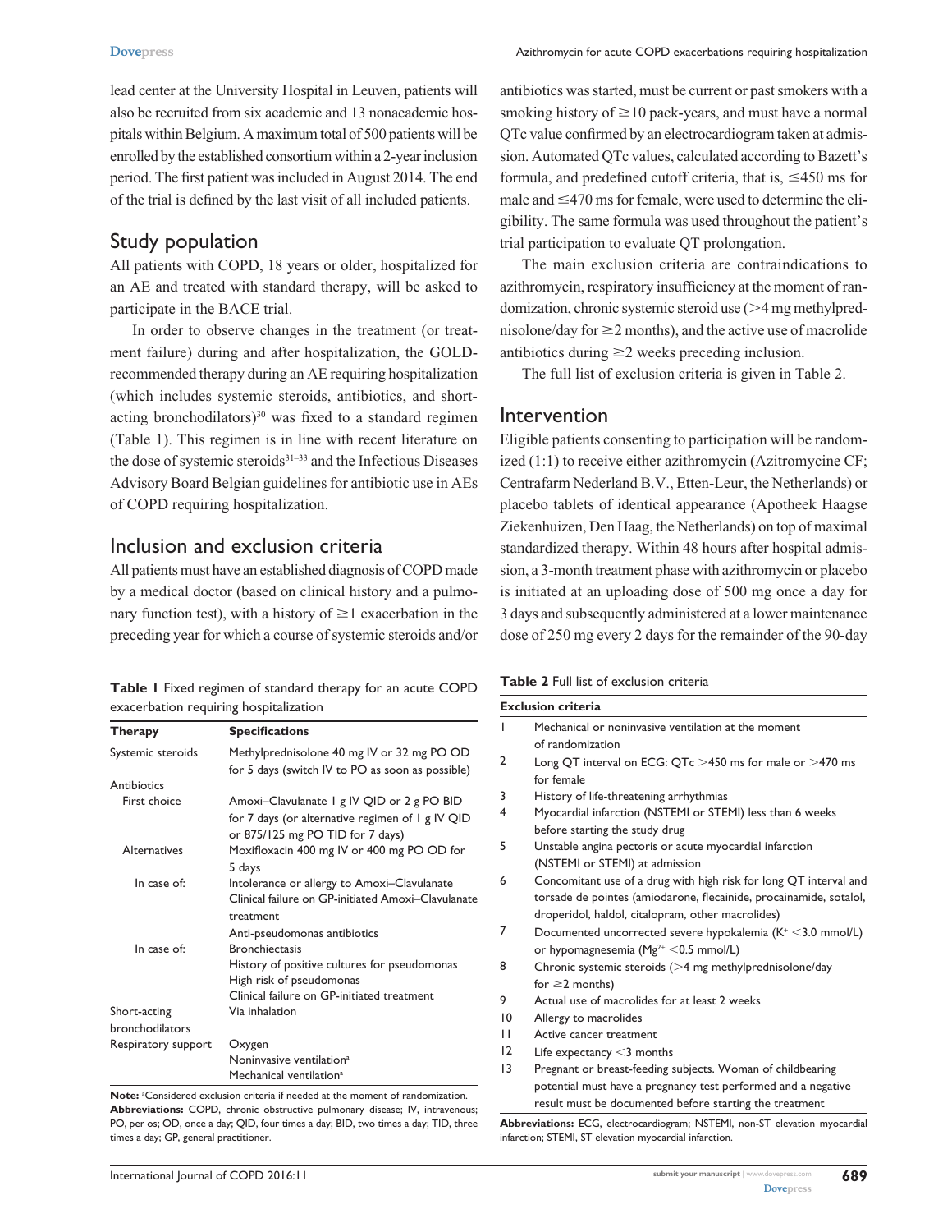lead center at the University Hospital in Leuven, patients will also be recruited from six academic and 13 nonacademic hospitals within Belgium. A maximum total of 500 patients will be enrolled by the established consortium within a 2-year inclusion period. The first patient was included in August 2014. The end of the trial is defined by the last visit of all included patients.

## Study population

All patients with COPD, 18 years or older, hospitalized for an AE and treated with standard therapy, will be asked to participate in the BACE trial.

In order to observe changes in the treatment (or treatment failure) during and after hospitalization, the GOLD-recommended therapy during an AE requiring hospitalization (which includes systemic steroids, antibiotics, and short-acting bronchodilators)[30] was fixed to a standard regimen (Table 1). This regimen is in line with recent literature on the dose of systemic steroids[31–33] and the Infectious Diseases Advisory Board Belgian guidelines for antibiotic use in AEs of COPD requiring hospitalization.

## Inclusion and exclusion criteria

All patients must have an established diagnosis of COPD made by a medical doctor (based on clinical history and a pulmonary function test), with a history of ≥1 exacerbation in the preceding year for which a course of systemic steroids and/or antibiotics was started, must be current or past smokers with a smoking history of ≥10 pack-years, and must have a normal QTc value confirmed by an electrocardiogram taken at admission. Automated QTc values, calculated according to Bazett's formula, and predefined cutoff criteria, that is, ≤450 ms for male and ≤470 ms for female, were used to determine the eligibility. The same formula was used throughout the patient's trial participation to evaluate QT prolongation.

The main exclusion criteria are contraindications to azithromycin, respiratory insufficiency at the moment of randomization, chronic systemic steroid use (>4 mg methylprednisolone/day for ≥2 months), and the active use of macrolide antibiotics during ≥2 weeks preceding inclusion.

The full list of exclusion criteria is given in Table 2.

## Intervention

Eligible patients consenting to participation will be randomized (1:1) to receive either azithromycin (Azitromycine CF; Centrafarm Nederland B.V., Etten-Leur, the Netherlands) or placebo tablets of identical appearance (Apotheek Haagse Ziekenhuizen, Den Haag, the Netherlands) on top of maximal standardized therapy. Within 48 hours after hospital admission, a 3-month treatment phase with azithromycin or placebo is initiated at an uploading dose of 500 mg once a day for 3 days and subsequently administered at a lower maintenance dose of 250 mg every 2 days for the remainder of the 90-day

**Table 1** Fixed regimen of standard therapy for an acute COPD exacerbation requiring hospitalization

| Therapy | Specifications |
|---|---|
| Systemic steroids | Methylprednisolone 40 mg IV or 32 mg PO OD for 5 days (switch IV to PO as soon as possible) |
| Antibiotics | |
| First choice | Amoxi–Clavulanate 1 g IV QID or 2 g PO BID for 7 days (or alternative regimen of 1 g IV QID or 875/125 mg PO TID for 7 days) |
| Alternatives | Moxifloxacin 400 mg IV or 400 mg PO OD for 5 days |
| In case of: | Intolerance or allergy to Amoxi–Clavulanate<br>Clinical failure on GP-initiated Amoxi–Clavulanate treatment |
| | Anti-pseudomonas antibiotics |
| In case of: | Bronchiectasis<br>History of positive cultures for pseudomonas<br>High risk of pseudomonas<br>Clinical failure on GP-initiated treatment |
| Short-acting bronchodilators | Via inhalation |
| Respiratory support | Oxygen<br>Noninvasive ventilation[a]<br>Mechanical ventilation[a] |

**Note:** [a]Considered exclusion criteria if needed at the moment of randomization.
**Abbreviations:** COPD, chronic obstructive pulmonary disease; IV, intravenous; PO, per os; OD, once a day; QID, four times a day; BID, two times a day; TID, three times a day; GP, general practitioner.

**Table 2** Full list of exclusion criteria

| Exclusion criteria | |
|---|---|
| 1 | Mechanical or noninvasive ventilation at the moment of randomization |
| 2 | Long QT interval on ECG: QTc >450 ms for male or >470 ms for female |
| 3 | History of life-threatening arrhythmias |
| 4 | Myocardial infarction (NSTEMI or STEMI) less than 6 weeks before starting the study drug |
| 5 | Unstable angina pectoris or acute myocardial infarction (NSTEMI or STEMI) at admission |
| 6 | Concomitant use of a drug with high risk for long QT interval and torsade de pointes (amiodarone, flecainide, procainamide, sotalol, droperidol, haldol, citalopram, other macrolides) |
| 7 | Documented uncorrected severe hypokalemia ($K^+$ <3.0 mmol/L) or hypomagnesemia ($Mg^{2+}$ <0.5 mmol/L) |
| 8 | Chronic systemic steroids (>4 mg methylprednisolone/day for ≥2 months) |
| 9 | Actual use of macrolides for at least 2 weeks |
| 10 | Allergy to macrolides |
| 11 | Active cancer treatment |
| 12 | Life expectancy <3 months |
| 13 | Pregnant or breast-feeding subjects. Woman of childbearing potential must have a pregnancy test performed and a negative result must be documented before starting the treatment |

**Abbreviations:** ECG, electrocardiogram; NSTEMI, non-ST elevation myocardial infarction; STEMI, ST elevation myocardial infarction.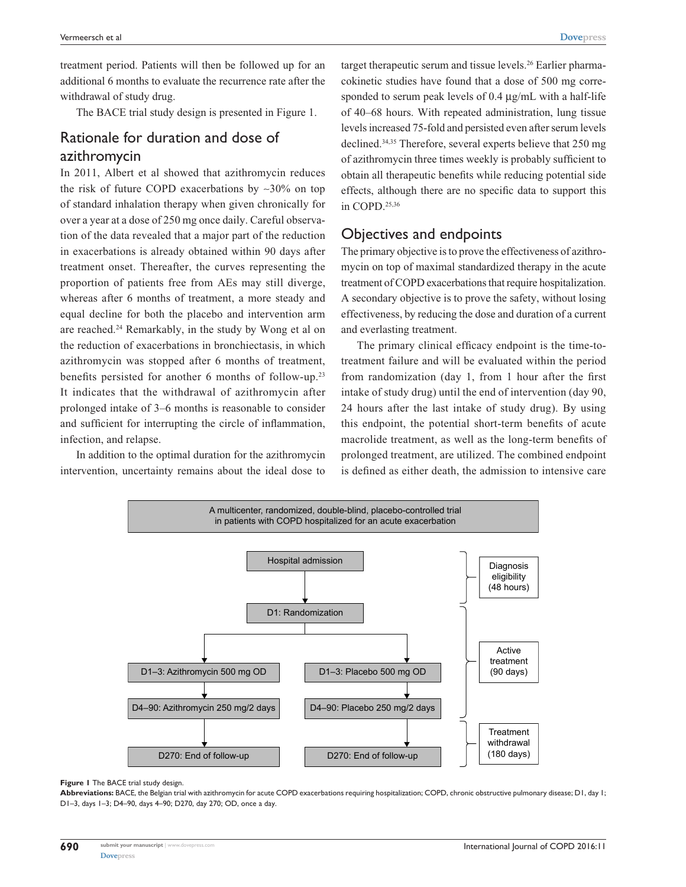treatment period. Patients will then be followed up for an additional 6 months to evaluate the recurrence rate after the withdrawal of study drug.

The BACE trial study design is presented in Figure 1.

## Rationale for duration and dose of azithromycin

In 2011, Albert et al showed that azithromycin reduces the risk of future COPD exacerbations by ~30% on top of standard inhalation therapy when given chronically for over a year at a dose of 250 mg once daily. Careful observation of the data revealed that a major part of the reduction in exacerbations is already obtained within 90 days after treatment onset. Thereafter, the curves representing the proportion of patients free from AEs may still diverge, whereas after 6 months of treatment, a more steady and equal decline for both the placebo and intervention arm are reached.[24] Remarkably, in the study by Wong et al on the reduction of exacerbations in bronchiectasis, in which azithromycin was stopped after 6 months of treatment, benefits persisted for another 6 months of follow-up.[23] It indicates that the withdrawal of azithromycin after prolonged intake of 3–6 months is reasonable to consider and sufficient for interrupting the circle of inflammation, infection, and relapse.

In addition to the optimal duration for the azithromycin intervention, uncertainty remains about the ideal dose to target therapeutic serum and tissue levels.[26] Earlier pharmacokinetic studies have found that a dose of 500 mg corresponded to serum peak levels of 0.4 µg/mL with a half-life of 40–68 hours. With repeated administration, lung tissue levels increased 75-fold and persisted even after serum levels declined.[34,35] Therefore, several experts believe that 250 mg of azithromycin three times weekly is probably sufficient to obtain all therapeutic benefits while reducing potential side effects, although there are no specific data to support this in COPD.[25,36]

## Objectives and endpoints

The primary objective is to prove the effectiveness of azithromycin on top of maximal standardized therapy in the acute treatment of COPD exacerbations that require hospitalization. A secondary objective is to prove the safety, without losing effectiveness, by reducing the dose and duration of a current and everlasting treatment.

The primary clinical efficacy endpoint is the time-to-treatment failure and will be evaluated within the period from randomization (day 1, from 1 hour after the first intake of study drug) until the end of intervention (day 90, 24 hours after the last intake of study drug). By using this endpoint, the potential short-term benefits of acute macrolide treatment, as well as the long-term benefits of prolonged treatment, are utilized. The combined endpoint is defined as either death, the admission to intensive care

A multicenter, randomized, double-blind, placebo-controlled trial in patients with COPD hospitalized for an acute exacerbation

Hospital admission → D1: Randomization (Diagnosis eligibility (48 hours))

- D1–3: Azithromycin 500 mg OD → D4–90: Azithromycin 250 mg/2 days → D270: End of follow-up
- D1–3: Placebo 500 mg OD → D4–90: Placebo 250 mg/2 days → D270: End of follow-up

Active treatment (90 days)

Treatment withdrawal (180 days)

**Figure 1** The BACE trial study design.

**Abbreviations:** BACE, the Belgian trial with azithromycin for acute COPD exacerbations requiring hospitalization; COPD, chronic obstructive pulmonary disease; D1, day 1; D1–3, days 1–3; D4–90, days 4–90; D270, day 270; OD, once a day.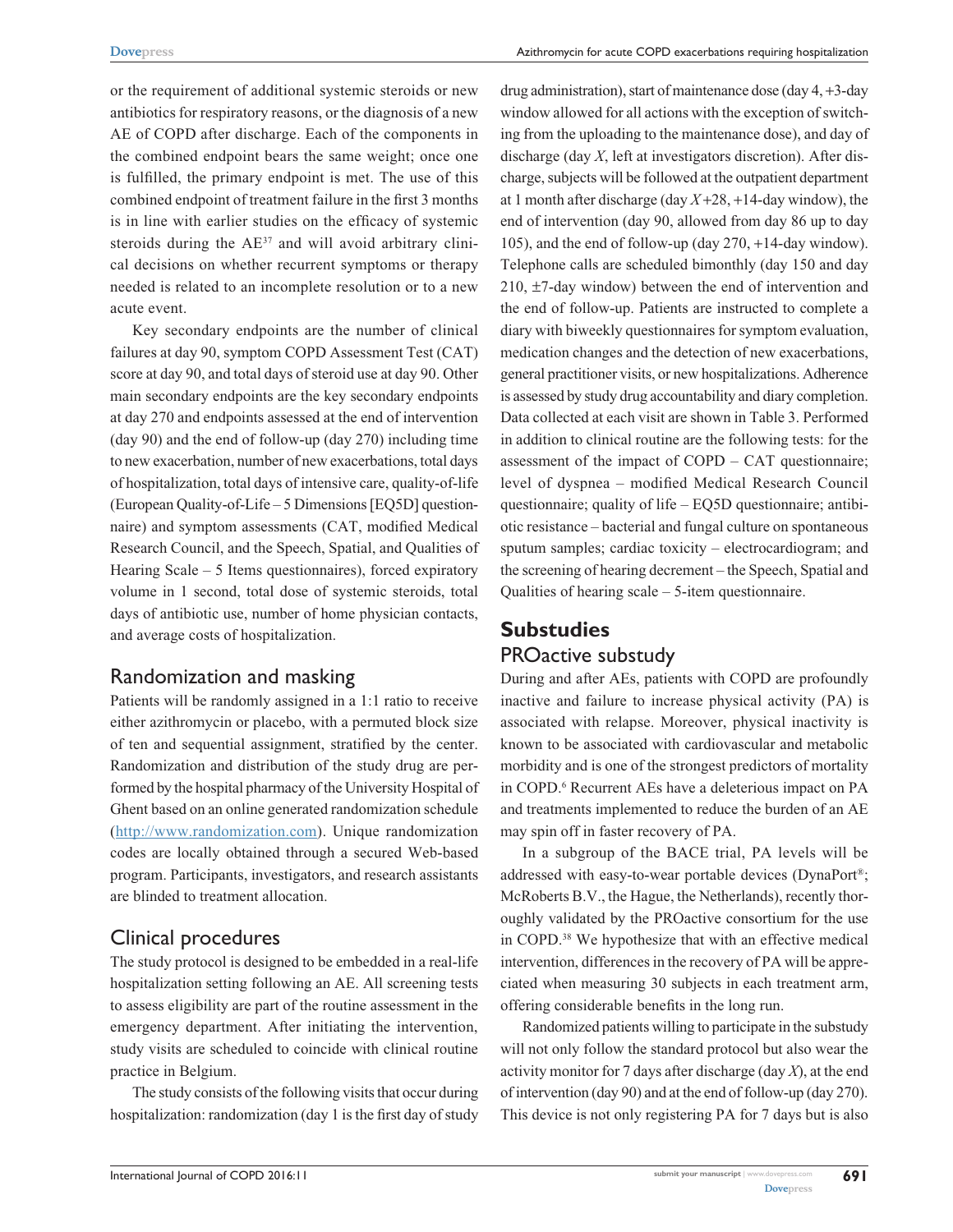or the requirement of additional systemic steroids or new antibiotics for respiratory reasons, or the diagnosis of a new AE of COPD after discharge. Each of the components in the combined endpoint bears the same weight; once one is fulfilled, the primary endpoint is met. The use of this combined endpoint of treatment failure in the first 3 months is in line with earlier studies on the efficacy of systemic steroids during the AE[37] and will avoid arbitrary clinical decisions on whether recurrent symptoms or therapy needed is related to an incomplete resolution or to a new acute event.

Key secondary endpoints are the number of clinical failures at day 90, symptom COPD Assessment Test (CAT) score at day 90, and total days of steroid use at day 90. Other main secondary endpoints are the key secondary endpoints at day 270 and endpoints assessed at the end of intervention (day 90) and the end of follow-up (day 270) including time to new exacerbation, number of new exacerbations, total days of hospitalization, total days of intensive care, quality-of-life (European Quality-of-Life – 5 Dimensions [EQ5D] questionnaire) and symptom assessments (CAT, modified Medical Research Council, and the Speech, Spatial, and Qualities of Hearing Scale – 5 Items questionnaires), forced expiratory volume in 1 second, total dose of systemic steroids, total days of antibiotic use, number of home physician contacts, and average costs of hospitalization.

## Randomization and masking

Patients will be randomly assigned in a 1:1 ratio to receive either azithromycin or placebo, with a permuted block size of ten and sequential assignment, stratified by the center. Randomization and distribution of the study drug are performed by the hospital pharmacy of the University Hospital of Ghent based on an online generated randomization schedule (http://www.randomization.com). Unique randomization codes are locally obtained through a secured Web-based program. Participants, investigators, and research assistants are blinded to treatment allocation.

## Clinical procedures

The study protocol is designed to be embedded in a real-life hospitalization setting following an AE. All screening tests to assess eligibility are part of the routine assessment in the emergency department. After initiating the intervention, study visits are scheduled to coincide with clinical routine practice in Belgium.

The study consists of the following visits that occur during hospitalization: randomization (day 1 is the first day of study drug administration), start of maintenance dose (day 4, +3-day window allowed for all actions with the exception of switching from the uploading to the maintenance dose), and day of discharge (day *X*, left at investigators discretion). After discharge, subjects will be followed at the outpatient department at 1 month after discharge (day *X*+28, +14-day window), the end of intervention (day 90, allowed from day 86 up to day 105), and the end of follow-up (day 270, +14-day window). Telephone calls are scheduled bimonthly (day 150 and day 210, ±7-day window) between the end of intervention and the end of follow-up. Patients are instructed to complete a diary with biweekly questionnaires for symptom evaluation, medication changes and the detection of new exacerbations, general practitioner visits, or new hospitalizations. Adherence is assessed by study drug accountability and diary completion. Data collected at each visit are shown in Table 3. Performed in addition to clinical routine are the following tests: for the assessment of the impact of COPD – CAT questionnaire; level of dyspnea – modified Medical Research Council questionnaire; quality of life – EQ5D questionnaire; antibiotic resistance – bacterial and fungal culture on spontaneous sputum samples; cardiac toxicity – electrocardiogram; and the screening of hearing decrement – the Speech, Spatial and Qualities of hearing scale – 5-item questionnaire.

# Substudies

## PROactive substudy

During and after AEs, patients with COPD are profoundly inactive and failure to increase physical activity (PA) is associated with relapse. Moreover, physical inactivity is known to be associated with cardiovascular and metabolic morbidity and is one of the strongest predictors of mortality in COPD.[6] Recurrent AEs have a deleterious impact on PA and treatments implemented to reduce the burden of an AE may spin off in faster recovery of PA.

In a subgroup of the BACE trial, PA levels will be addressed with easy-to-wear portable devices (DynaPort®; McRoberts B.V., the Hague, the Netherlands), recently thoroughly validated by the PROactive consortium for the use in COPD.[38] We hypothesize that with an effective medical intervention, differences in the recovery of PA will be appreciated when measuring 30 subjects in each treatment arm, offering considerable benefits in the long run.

Randomized patients willing to participate in the substudy will not only follow the standard protocol but also wear the activity monitor for 7 days after discharge (day *X*), at the end of intervention (day 90) and at the end of follow-up (day 270). This device is not only registering PA for 7 days but is also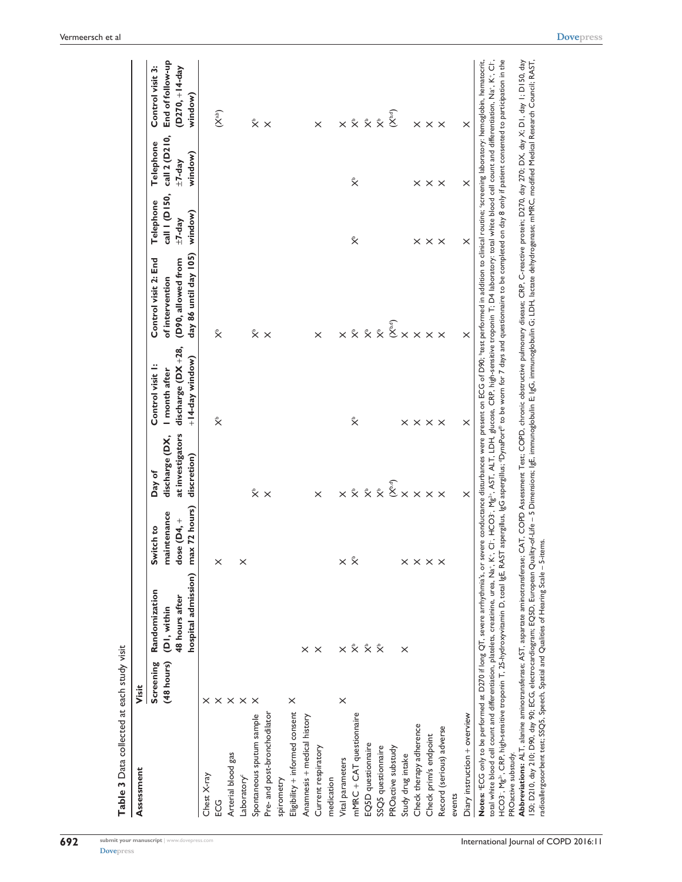**Table 3** Data collected at each study visit

| Assessment | Visit | | | | | | | | |
|---|---|---|---|---|---|---|---|---|---|
| | Screening (48 hours) | Randomization (D1, within 48 hours after hospital admission) | Switch to maintenance dose (D4, + max 72 hours) | Day of discharge (DX, at investigators discretion) | Control visit 1: 1 month after discharge (DX +28, +14-day window) | Control visit 2: End of intervention (D90, allowed from day 86 until day 105) | Telephone call 1 (D150, ±7-day window) | Telephone call 2 (D210, ±7-day window) | Control visit 3: End of follow-up (D270, +14-day window) |
| Chest X-ray | X | | | | | | | | |
| ECG | X | | X | | X[b] | X[b] | | | (X[a,b]) |
| Arterial blood gas | X | | | | | | | | |
| Laboratory[c] | X | | X | | | | | | |
| Spontaneous sputum sample | X | | | X[b] | | X[b] | | | X[b] |
| Pre- and post-bronchodilator spirometry | | | | X | | X | | | X |
| Eligibility + informed consent | X | | | | | | | | |
| Anamnesis + medical history | | X | | | | | | | |
| Current respiratory medication | | X | | X | | X | | | X |
| Vital parameters | X | X | X | X | | X | | | X |
| mMRC + CAT questionnaire | | X[b] | X[b] | X[b] | X[b] | X[b] | X[b] | X[b] | X[b] |
| EQ5D questionnaire | | X[b] | | X[b] | | X[b] | | | X[b] |
| SSQ5 questionnaire | | X[b] | | X[b] | | X[b] | | | X[b] |
| PROactive substudy | | | | (X[b,d]) | | (X[b,d]) | | | (X[b,d]) |
| Study drug intake | | X | X | X | X | X | | | |
| Check therapy adherence | | | X | X | X | X | X | X | X |
| Check prim/s endpoint | | | X | X | X | X | X | X | X |
| Record (serious) adverse events | | | X | X | X | X | X | X | X |
| Diary instruction + overview | | | | X | X | X | X | X | X |

**Notes:** [a]ECG only to be performed at D270 if long QT, severe arrhythmia's, or severe conductance disturbances were present on ECG of D90; [b]test performed in addition to clinical routine; [c]screening laboratory: hemoglobin, hematocrit, total white blood cell count and differentiation, platelets, creatinine, urea, $Na^+$, $K^+$, $Cl^-$, $HCO3^-$, $Mg^{2+}$, AST, ALT, LDH, glucose, CRP, high-sensitive troponin T; D4 laboratory: total white blood cell count and differentiation, $Na^+$, $K^+$, $Cl^-$, $HCO3^-$, $Mg^{2+}$, CRP, high-sensitive troponin T, 25-hydroxyvitamin D, total IgE, RAST aspergillus, IgG aspergillus; [d]DynaPort® to be worn for 7 days and questionnaire to be completed on day 8 only if patient consented to participation in the PROactive substudy.

**Abbreviations:** ALT, alanine aminotransferase; AST, aspartate aminotransferase; CAT, COPD Assessment Test; COPD, chronic obstructive pulmonary disease; CRP, C-reactive protein; D270, day 270; DX, day X; D1, day 1; D150, day 150; D210, day 210; D90, day 90; ECG, electrocardiogram; EQ5D, European Quality-of-Life – 5 Dimensions; IgE, immunoglobulin E; IgG, immunoglobulin G; LDH, lactate dehydrogenase; mMRC, modified Medical Research Council; RAST, radioallergosorbent test; SSQ5, Speech, Spatial and Qualities of Hearing Scale – 5-items.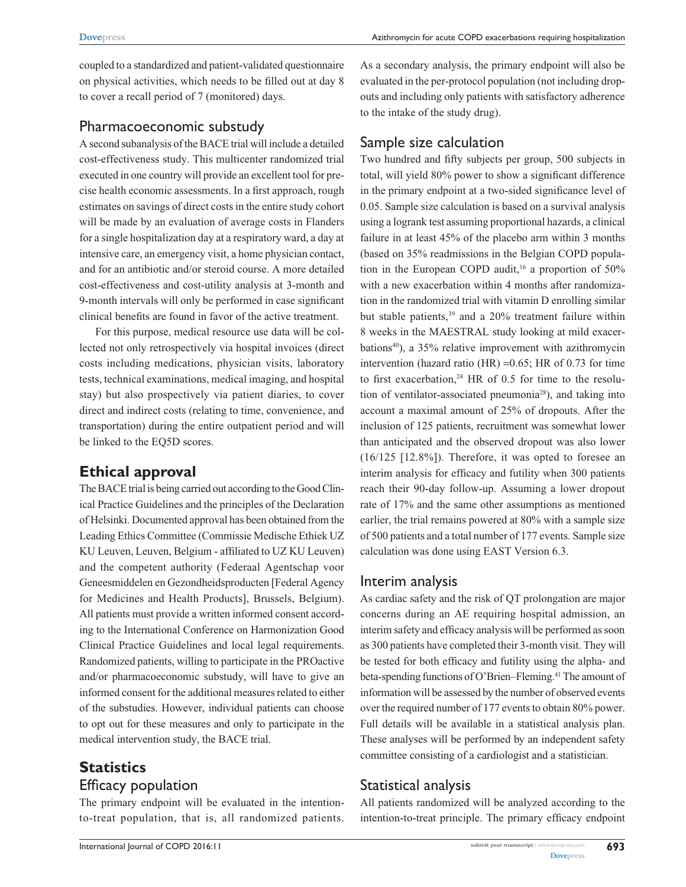coupled to a standardized and patient-validated questionnaire on physical activities, which needs to be filled out at day 8 to cover a recall period of 7 (monitored) days.

## Pharmacoeconomic substudy

A second subanalysis of the BACE trial will include a detailed cost-effectiveness study. This multicenter randomized trial executed in one country will provide an excellent tool for precise health economic assessments. In a first approach, rough estimates on savings of direct costs in the entire study cohort will be made by an evaluation of average costs in Flanders for a single hospitalization day at a respiratory ward, a day at intensive care, an emergency visit, a home physician contact, and for an antibiotic and/or steroid course. A more detailed cost-effectiveness and cost-utility analysis at 3-month and 9-month intervals will only be performed in case significant clinical benefits are found in favor of the active treatment.

For this purpose, medical resource use data will be collected not only retrospectively via hospital invoices (direct costs including medications, physician visits, laboratory tests, technical examinations, medical imaging, and hospital stay) but also prospectively via patient diaries, to cover direct and indirect costs (relating to time, convenience, and transportation) during the entire outpatient period and will be linked to the EQ5D scores.

# Ethical approval

The BACE trial is being carried out according to the Good Clinical Practice Guidelines and the principles of the Declaration of Helsinki. Documented approval has been obtained from the Leading Ethics Committee (Commissie Medische Ethiek UZ KU Leuven, Leuven, Belgium - affiliated to UZ KU Leuven) and the competent authority (Federaal Agentschap voor Geneesmiddelen en Gezondheidsproducten [Federal Agency for Medicines and Health Products], Brussels, Belgium). All patients must provide a written informed consent according to the International Conference on Harmonization Good Clinical Practice Guidelines and local legal requirements. Randomized patients, willing to participate in the PROactive and/or pharmacoeconomic substudy, will have to give an informed consent for the additional measures related to either of the substudies. However, individual patients can choose to opt out for these measures and only to participate in the medical intervention study, the BACE trial.

# Statistics

## Efficacy population

The primary endpoint will be evaluated in the intention-to-treat population, that is, all randomized patients. As a secondary analysis, the primary endpoint will also be evaluated in the per-protocol population (not including drop-outs and including only patients with satisfactory adherence to the intake of the study drug).

## Sample size calculation

Two hundred and fifty subjects per group, 500 subjects in total, will yield 80% power to show a significant difference in the primary endpoint at a two-sided significance level of 0.05. Sample size calculation is based on a survival analysis using a logrank test assuming proportional hazards, a clinical failure in at least 45% of the placebo arm within 3 months (based on 35% readmissions in the Belgian COPD population in the European COPD audit,[16] a proportion of 50% with a new exacerbation within 4 months after randomization in the randomized trial with vitamin D enrolling similar but stable patients,[39] and a 20% treatment failure within 8 weeks in the MAESTRAL study looking at mild exacerbations[40]), a 35% relative improvement with azithromycin intervention (hazard ratio (HR) =0.65; HR of 0.73 for time to first exacerbation,[24] HR of 0.5 for time to the resolution of ventilator-associated pneumonia[28]), and taking into account a maximal amount of 25% of dropouts. After the inclusion of 125 patients, recruitment was somewhat lower than anticipated and the observed dropout was also lower (16/125 [12.8%]). Therefore, it was opted to foresee an interim analysis for efficacy and futility when 300 patients reach their 90-day follow-up. Assuming a lower dropout rate of 17% and the same other assumptions as mentioned earlier, the trial remains powered at 80% with a sample size of 500 patients and a total number of 177 events. Sample size calculation was done using EAST Version 6.3.

## Interim analysis

As cardiac safety and the risk of QT prolongation are major concerns during an AE requiring hospital admission, an interim safety and efficacy analysis will be performed as soon as 300 patients have completed their 3-month visit. They will be tested for both efficacy and futility using the alpha- and beta-spending functions of O'Brien–Fleming.[41] The amount of information will be assessed by the number of observed events over the required number of 177 events to obtain 80% power. Full details will be available in a statistical analysis plan. These analyses will be performed by an independent safety committee consisting of a cardiologist and a statistician.

## Statistical analysis

All patients randomized will be analyzed according to the intention-to-treat principle. The primary efficacy endpoint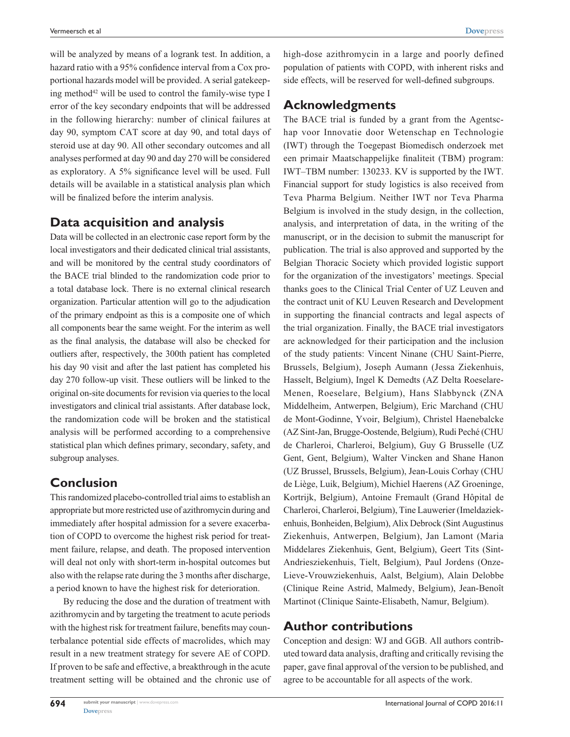will be analyzed by means of a logrank test. In addition, a hazard ratio with a 95% confidence interval from a Cox proportional hazards model will be provided. A serial gatekeeping method[42] will be used to control the family-wise type I error of the key secondary endpoints that will be addressed in the following hierarchy: number of clinical failures at day 90, symptom CAT score at day 90, and total days of steroid use at day 90. All other secondary outcomes and all analyses performed at day 90 and day 270 will be considered as exploratory. A 5% significance level will be used. Full details will be available in a statistical analysis plan which will be finalized before the interim analysis.

## Data acquisition and analysis

Data will be collected in an electronic case report form by the local investigators and their dedicated clinical trial assistants, and will be monitored by the central study coordinators of the BACE trial blinded to the randomization code prior to a total database lock. There is no external clinical research organization. Particular attention will go to the adjudication of the primary endpoint as this is a composite one of which all components bear the same weight. For the interim as well as the final analysis, the database will also be checked for outliers after, respectively, the 300th patient has completed his day 90 visit and after the last patient has completed his day 270 follow-up visit. These outliers will be linked to the original on-site documents for revision via queries to the local investigators and clinical trial assistants. After database lock, the randomization code will be broken and the statistical analysis will be performed according to a comprehensive statistical plan which defines primary, secondary, safety, and subgroup analyses.

## Conclusion

This randomized placebo-controlled trial aims to establish an appropriate but more restricted use of azithromycin during and immediately after hospital admission for a severe exacerbation of COPD to overcome the highest risk period for treatment failure, relapse, and death. The proposed intervention will deal not only with short-term in-hospital outcomes but also with the relapse rate during the 3 months after discharge, a period known to have the highest risk for deterioration.

By reducing the dose and the duration of treatment with azithromycin and by targeting the treatment to acute periods with the highest risk for treatment failure, benefits may counterbalance potential side effects of macrolides, which may result in a new treatment strategy for severe AE of COPD. If proven to be safe and effective, a breakthrough in the acute treatment setting will be obtained and the chronic use of high-dose azithromycin in a large and poorly defined population of patients with COPD, with inherent risks and side effects, will be reserved for well-defined subgroups.

## Acknowledgments

The BACE trial is funded by a grant from the Agentschap voor Innovatie door Wetenschap en Technologie (IWT) through the Toegepast Biomedisch onderzoek met een primair Maatschappelijke finaliteit (TBM) program: IWT–TBM number: 130233. KV is supported by the IWT. Financial support for study logistics is also received from Teva Pharma Belgium. Neither IWT nor Teva Pharma Belgium is involved in the study design, in the collection, analysis, and interpretation of data, in the writing of the manuscript, or in the decision to submit the manuscript for publication. The trial is also approved and supported by the Belgian Thoracic Society which provided logistic support for the organization of the investigators' meetings. Special thanks goes to the Clinical Trial Center of UZ Leuven and the contract unit of KU Leuven Research and Development in supporting the financial contracts and legal aspects of the trial organization. Finally, the BACE trial investigators are acknowledged for their participation and the inclusion of the study patients: Vincent Ninane (CHU Saint-Pierre, Brussels, Belgium), Joseph Aumann (Jessa Ziekenhuis, Hasselt, Belgium), Ingel K Demedts (AZ Delta Roeselare-Menen, Roeselare, Belgium), Hans Slabbynck (ZNA Middelheim, Antwerpen, Belgium), Eric Marchand (CHU de Mont-Godinne, Yvoir, Belgium), Christel Haenebalcke (AZ Sint-Jan, Brugge-Oostende, Belgium), Rudi Peché (CHU de Charleroi, Charleroi, Belgium), Guy G Brusselle (UZ Gent, Gent, Belgium), Walter Vincken and Shane Hanon (UZ Brussel, Brussels, Belgium), Jean-Louis Corhay (CHU de Liège, Luik, Belgium), Michiel Haerens (AZ Groeninge, Kortrijk, Belgium), Antoine Fremault (Grand Hôpital de Charleroi, Charleroi, Belgium), Tine Lauwerier (Imeldaziekenhuis, Bonheiden, Belgium), Alix Debrock (Sint Augustinus Ziekenhuis, Antwerpen, Belgium), Jan Lamont (Maria Middelares Ziekenhuis, Gent, Belgium), Geert Tits (Sint-Andriesziekenhuis, Tielt, Belgium), Paul Jordens (Onze-Lieve-Vrouwziekenhuis, Aalst, Belgium), Alain Delobbe (Clinique Reine Astrid, Malmedy, Belgium), Jean-Benoît Martinot (Clinique Sainte-Elisabeth, Namur, Belgium).

## Author contributions

Conception and design: WJ and GGB. All authors contributed toward data analysis, drafting and critically revising the paper, gave final approval of the version to be published, and agree to be accountable for all aspects of the work.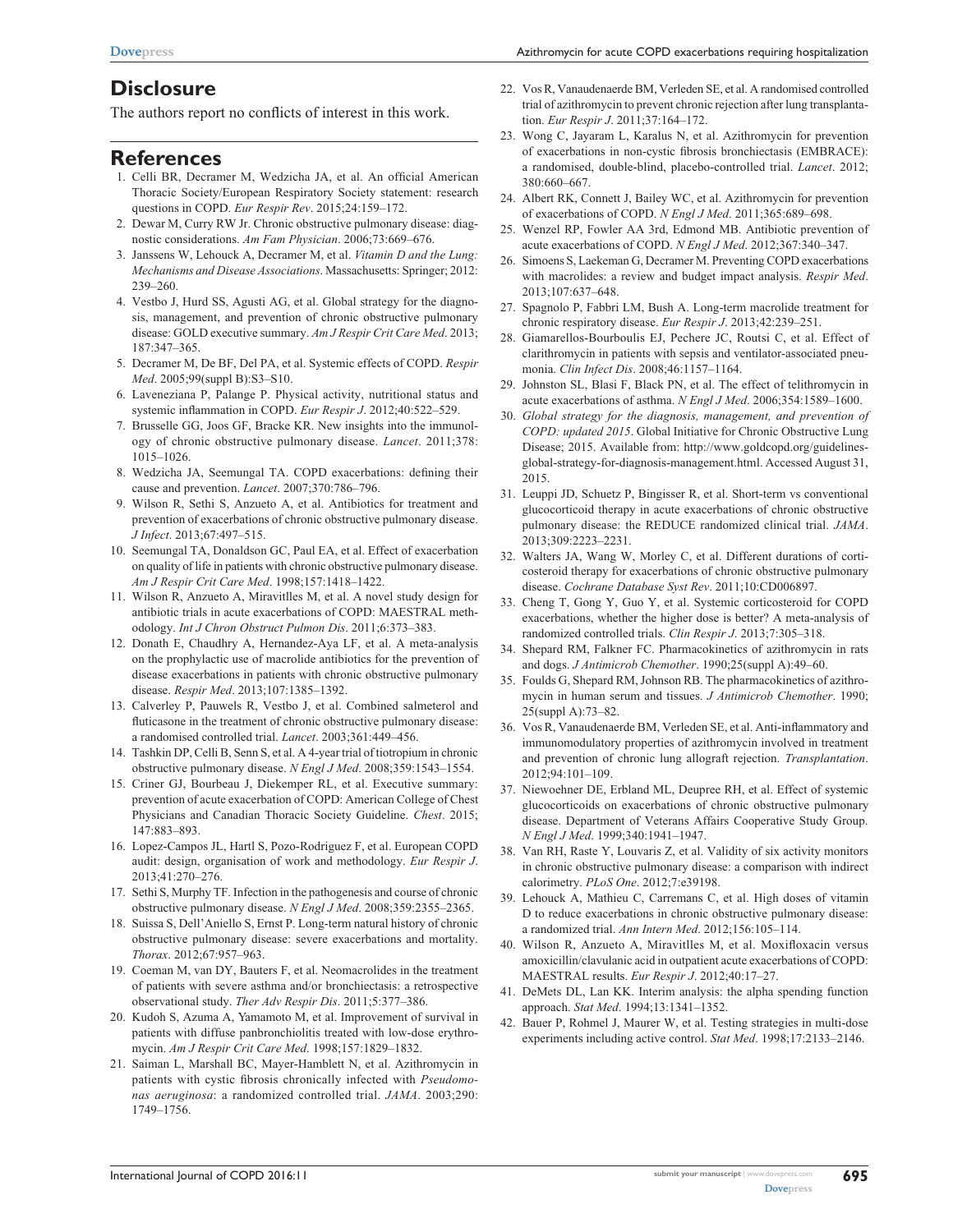## Disclosure

The authors report no conflicts of interest in this work.

## References

1. Celli BR, Decramer M, Wedzicha JA, et al. An official American Thoracic Society/European Respiratory Society statement: research questions in COPD. *Eur Respir Rev*. 2015;24:159–172.
2. Dewar M, Curry RW Jr. Chronic obstructive pulmonary disease: diagnostic considerations. *Am Fam Physician*. 2006;73:669–676.
3. Janssens W, Lehouck A, Decramer M, et al. *Vitamin D and the Lung: Mechanisms and Disease Associations*. Massachusetts: Springer; 2012: 239–260.
4. Vestbo J, Hurd SS, Agusti AG, et al. Global strategy for the diagnosis, management, and prevention of chronic obstructive pulmonary disease: GOLD executive summary. *Am J Respir Crit Care Med*. 2013; 187:347–365.
5. Decramer M, De BF, Del PA, et al. Systemic effects of COPD. *Respir Med*. 2005;99(suppl B):S3–S10.
6. Laveneziana P, Palange P. Physical activity, nutritional status and systemic inflammation in COPD. *Eur Respir J*. 2012;40:522–529.
7. Brusselle GG, Joos GF, Bracke KR. New insights into the immunology of chronic obstructive pulmonary disease. *Lancet*. 2011;378: 1015–1026.
8. Wedzicha JA, Seemungal TA. COPD exacerbations: defining their cause and prevention. *Lancet*. 2007;370:786–796.
9. Wilson R, Sethi S, Anzueto A, et al. Antibiotics for treatment and prevention of exacerbations of chronic obstructive pulmonary disease. *J Infect*. 2013;67:497–515.
10. Seemungal TA, Donaldson GC, Paul EA, et al. Effect of exacerbation on quality of life in patients with chronic obstructive pulmonary disease. *Am J Respir Crit Care Med*. 1998;157:1418–1422.
11. Wilson R, Anzueto A, Miravitlles M, et al. A novel study design for antibiotic trials in acute exacerbations of COPD: MAESTRAL methodology. *Int J Chron Obstruct Pulmon Dis*. 2011;6:373–383.
12. Donath E, Chaudhry A, Hernandez-Aya LF, et al. A meta-analysis on the prophylactic use of macrolide antibiotics for the prevention of disease exacerbations in patients with chronic obstructive pulmonary disease. *Respir Med*. 2013;107:1385–1392.
13. Calverley P, Pauwels R, Vestbo J, et al. Combined salmeterol and fluticasone in the treatment of chronic obstructive pulmonary disease: a randomised controlled trial. *Lancet*. 2003;361:449–456.
14. Tashkin DP, Celli B, Senn S, et al. A 4-year trial of tiotropium in chronic obstructive pulmonary disease. *N Engl J Med*. 2008;359:1543–1554.
15. Criner GJ, Bourbeau J, Diekemper RL, et al. Executive summary: prevention of acute exacerbation of COPD: American College of Chest Physicians and Canadian Thoracic Society Guideline. *Chest*. 2015; 147:883–893.
16. Lopez-Campos JL, Hartl S, Pozo-Rodriguez F, et al. European COPD audit: design, organisation of work and methodology. *Eur Respir J*. 2013;41:270–276.
17. Sethi S, Murphy TF. Infection in the pathogenesis and course of chronic obstructive pulmonary disease. *N Engl J Med*. 2008;359:2355–2365.
18. Suissa S, Dell'Aniello S, Ernst P. Long-term natural history of chronic obstructive pulmonary disease: severe exacerbations and mortality. *Thorax*. 2012;67:957–963.
19. Coeman M, van DY, Bauters F, et al. Neomacrolides in the treatment of patients with severe asthma and/or bronchiectasis: a retrospective observational study. *Ther Adv Respir Dis*. 2011;5:377–386.
20. Kudoh S, Azuma A, Yamamoto M, et al. Improvement of survival in patients with diffuse panbronchiolitis treated with low-dose erythromycin. *Am J Respir Crit Care Med*. 1998;157:1829–1832.
21. Saiman L, Marshall BC, Mayer-Hamblett N, et al. Azithromycin in patients with cystic fibrosis chronically infected with *Pseudomonas aeruginosa*: a randomized controlled trial. *JAMA*. 2003;290: 1749–1756.
22. Vos R, Vanaudenaerde BM, Verleden SE, et al. A randomised controlled trial of azithromycin to prevent chronic rejection after lung transplantation. *Eur Respir J*. 2011;37:164–172.
23. Wong C, Jayaram L, Karalus N, et al. Azithromycin for prevention of exacerbations in non-cystic fibrosis bronchiectasis (EMBRACE): a randomised, double-blind, placebo-controlled trial. *Lancet*. 2012; 380:660–667.
24. Albert RK, Connett J, Bailey WC, et al. Azithromycin for prevention of exacerbations of COPD. *N Engl J Med*. 2011;365:689–698.
25. Wenzel RP, Fowler AA 3rd, Edmond MB. Antibiotic prevention of acute exacerbations of COPD. *N Engl J Med*. 2012;367:340–347.
26. Simoens S, Laekeman G, Decramer M. Preventing COPD exacerbations with macrolides: a review and budget impact analysis. *Respir Med*. 2013;107:637–648.
27. Spagnolo P, Fabbri LM, Bush A. Long-term macrolide treatment for chronic respiratory disease. *Eur Respir J*. 2013;42:239–251.
28. Giamarellos-Bourboulis EJ, Pechere JC, Routsi C, et al. Effect of clarithromycin in patients with sepsis and ventilator-associated pneumonia. *Clin Infect Dis*. 2008;46:1157–1164.
29. Johnston SL, Blasi F, Black PN, et al. The effect of telithromycin in acute exacerbations of asthma. *N Engl J Med*. 2006;354:1589–1600.
30. *Global strategy for the diagnosis, management, and prevention of COPD: updated 2015*. Global Initiative for Chronic Obstructive Lung Disease; 2015. Available from: http://www.goldcopd.org/guidelines-global-strategy-for-diagnosis-management.html. Accessed August 31, 2015.
31. Leuppi JD, Schuetz P, Bingisser R, et al. Short-term vs conventional glucocorticoid therapy in acute exacerbations of chronic obstructive pulmonary disease: the REDUCE randomized clinical trial. *JAMA*. 2013;309:2223–2231.
32. Walters JA, Wang W, Morley C, et al. Different durations of corticosteroid therapy for exacerbations of chronic obstructive pulmonary disease. *Cochrane Database Syst Rev*. 2011;10:CD006897.
33. Cheng T, Gong Y, Guo Y, et al. Systemic corticosteroid for COPD exacerbations, whether the higher dose is better? A meta-analysis of randomized controlled trials. *Clin Respir J*. 2013;7:305–318.
34. Shepard RM, Falkner FC. Pharmacokinetics of azithromycin in rats and dogs. *J Antimicrob Chemother*. 1990;25(suppl A):49–60.
35. Foulds G, Shepard RM, Johnson RB. The pharmacokinetics of azithromycin in human serum and tissues. *J Antimicrob Chemother*. 1990; 25(suppl A):73–82.
36. Vos R, Vanaudenaerde BM, Verleden SE, et al. Anti-inflammatory and immunomodulatory properties of azithromycin involved in treatment and prevention of chronic lung allograft rejection. *Transplantation*. 2012;94:101–109.
37. Niewoehner DE, Erbland ML, Deupree RH, et al. Effect of systemic glucocorticoids on exacerbations of chronic obstructive pulmonary disease. Department of Veterans Affairs Cooperative Study Group. *N Engl J Med*. 1999;340:1941–1947.
38. Van RH, Raste Y, Louvaris Z, et al. Validity of six activity monitors in chronic obstructive pulmonary disease: a comparison with indirect calorimetry. *PLoS One*. 2012;7:e39198.
39. Lehouck A, Mathieu C, Carremans C, et al. High doses of vitamin D to reduce exacerbations in chronic obstructive pulmonary disease: a randomized trial. *Ann Intern Med*. 2012;156:105–114.
40. Wilson R, Anzueto A, Miravitlles M, et al. Moxifloxacin versus amoxicillin/clavulanic acid in outpatient acute exacerbations of COPD: MAESTRAL results. *Eur Respir J*. 2012;40:17–27.
41. DeMets DL, Lan KK. Interim analysis: the alpha spending function approach. *Stat Med*. 1994;13:1341–1352.
42. Bauer P, Rohmel J, Maurer W, et al. Testing strategies in multi-dose experiments including active control. *Stat Med*. 1998;17:2133–2146.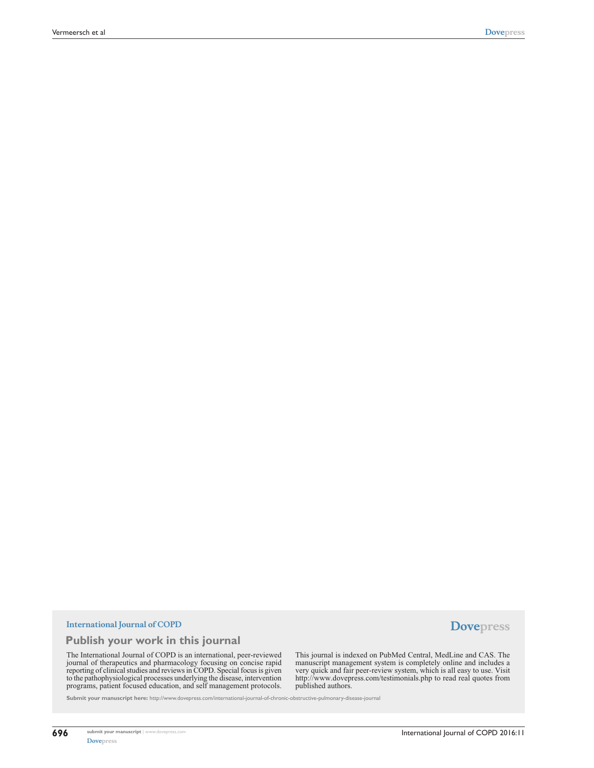**International Journal of COPD**

**Dovepress**

## Publish your work in this journal

The International Journal of COPD is an international, peer-reviewed journal of therapeutics and pharmacology focusing on concise rapid reporting of clinical studies and reviews in COPD. Special focus is given to the pathophysiological processes underlying the disease, intervention programs, patient focused education, and self management protocols. This journal is indexed on PubMed Central, MedLine and CAS. The manuscript management system is completely online and includes a very quick and fair peer-review system, which is all easy to use. Visit http://www.dovepress.com/testimonials.php to read real quotes from published authors.

**Submit your manuscript here:** http://www.dovepress.com/international-journal-of-chronic-obstructive-pulmonary-disease-journal